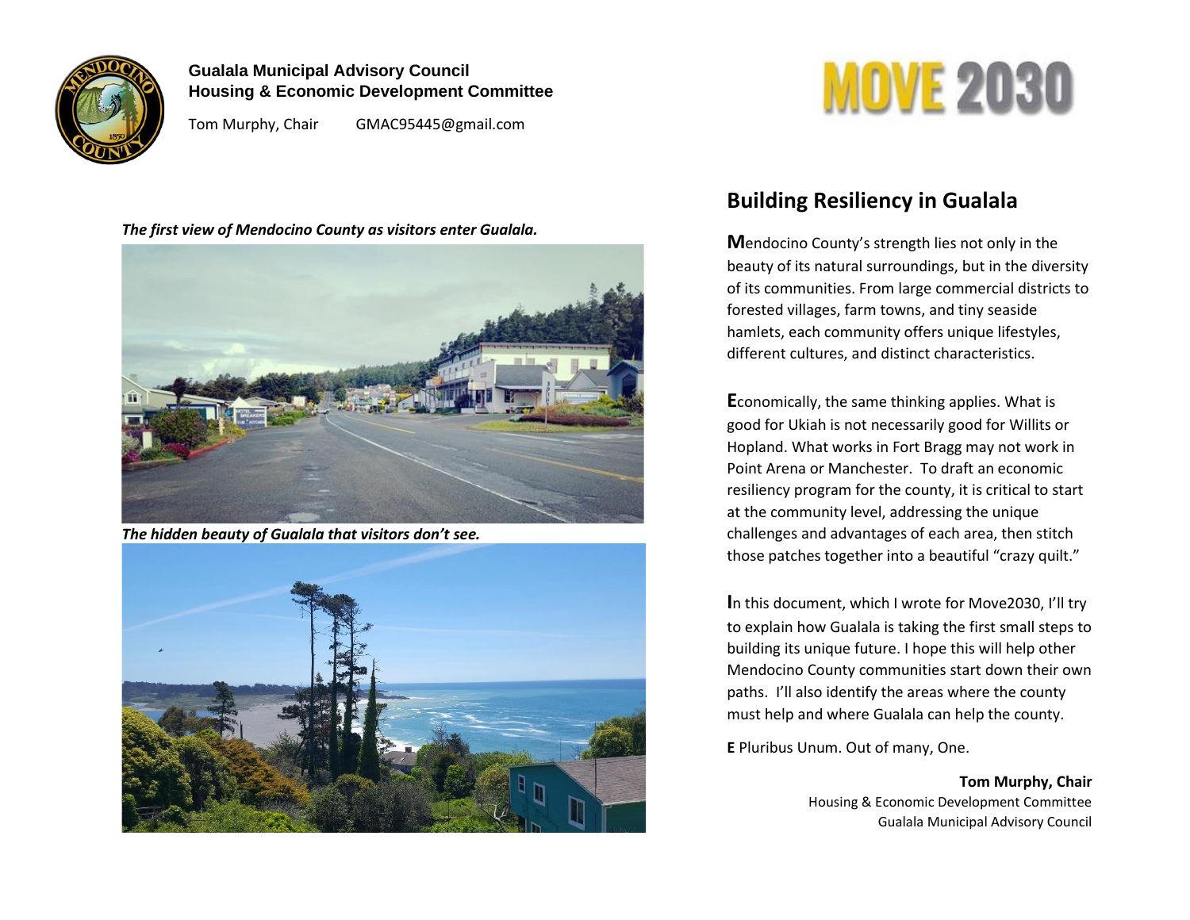**Gualala Municipal Advisory Council**
**Housing & Economic Development Committee**

Tom Murphy, Chair GMAC95445@gmail.com

MOVE 2030

***The first view of Mendocino County as visitors enter Gualala.***

***The hidden beauty of Gualala that visitors don't see.***

## Building Resiliency in Gualala

**M**endocino County's strength lies not only in the beauty of its natural surroundings, but in the diversity of its communities. From large commercial districts to forested villages, farm towns, and tiny seaside hamlets, each community offers unique lifestyles, different cultures, and distinct characteristics.

**E**conomically, the same thinking applies. What is good for Ukiah is not necessarily good for Willits or Hopland. What works in Fort Bragg may not work in Point Arena or Manchester. To draft an economic resiliency program for the county, it is critical to start at the community level, addressing the unique challenges and advantages of each area, then stitch those patches together into a beautiful "crazy quilt."

**I**n this document, which I wrote for Move2030, I'll try to explain how Gualala is taking the first small steps to building its unique future. I hope this will help other Mendocino County communities start down their own paths. I'll also identify the areas where the county must help and where Gualala can help the county.

**E** Pluribus Unum. Out of many, One.

**Tom Murphy, Chair**
Housing & Economic Development Committee
Gualala Municipal Advisory Council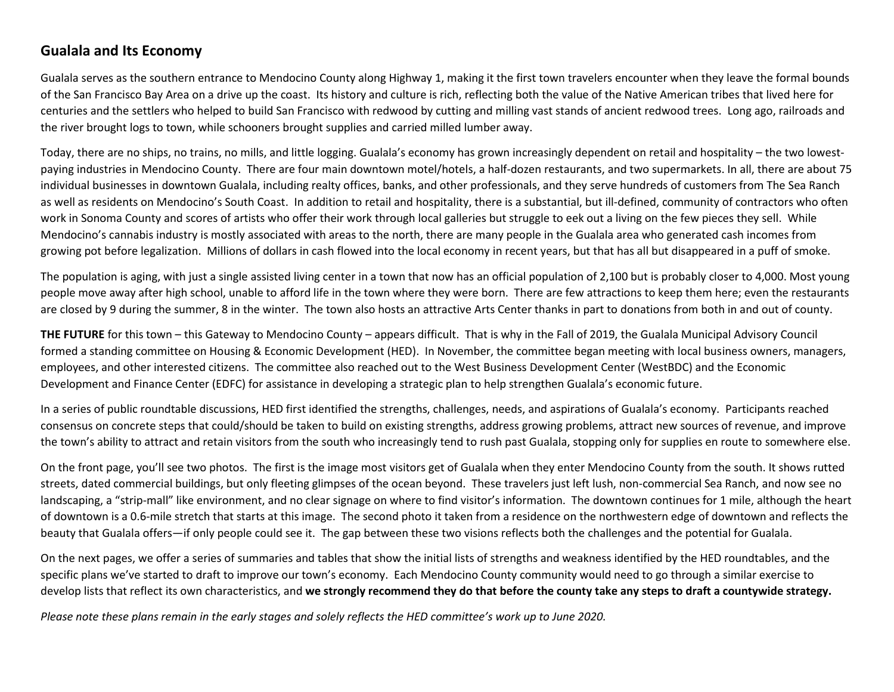## Gualala and Its Economy

Gualala serves as the southern entrance to Mendocino County along Highway 1, making it the first town travelers encounter when they leave the formal bounds of the San Francisco Bay Area on a drive up the coast. Its history and culture is rich, reflecting both the value of the Native American tribes that lived here for centuries and the settlers who helped to build San Francisco with redwood by cutting and milling vast stands of ancient redwood trees. Long ago, railroads and the river brought logs to town, while schooners brought supplies and carried milled lumber away.

Today, there are no ships, no trains, no mills, and little logging. Gualala's economy has grown increasingly dependent on retail and hospitality – the two lowest-paying industries in Mendocino County. There are four main downtown motel/hotels, a half-dozen restaurants, and two supermarkets. In all, there are about 75 individual businesses in downtown Gualala, including realty offices, banks, and other professionals, and they serve hundreds of customers from The Sea Ranch as well as residents on Mendocino's South Coast. In addition to retail and hospitality, there is a substantial, but ill-defined, community of contractors who often work in Sonoma County and scores of artists who offer their work through local galleries but struggle to eek out a living on the few pieces they sell. While Mendocino's cannabis industry is mostly associated with areas to the north, there are many people in the Gualala area who generated cash incomes from growing pot before legalization. Millions of dollars in cash flowed into the local economy in recent years, but that has all but disappeared in a puff of smoke.

The population is aging, with just a single assisted living center in a town that now has an official population of 2,100 but is probably closer to 4,000. Most young people move away after high school, unable to afford life in the town where they were born. There are few attractions to keep them here; even the restaurants are closed by 9 during the summer, 8 in the winter. The town also hosts an attractive Arts Center thanks in part to donations from both in and out of county.

**THE FUTURE** for this town – this Gateway to Mendocino County – appears difficult. That is why in the Fall of 2019, the Gualala Municipal Advisory Council formed a standing committee on Housing & Economic Development (HED). In November, the committee began meeting with local business owners, managers, employees, and other interested citizens. The committee also reached out to the West Business Development Center (WestBDC) and the Economic Development and Finance Center (EDFC) for assistance in developing a strategic plan to help strengthen Gualala's economic future.

In a series of public roundtable discussions, HED first identified the strengths, challenges, needs, and aspirations of Gualala's economy. Participants reached consensus on concrete steps that could/should be taken to build on existing strengths, address growing problems, attract new sources of revenue, and improve the town's ability to attract and retain visitors from the south who increasingly tend to rush past Gualala, stopping only for supplies en route to somewhere else.

On the front page, you'll see two photos. The first is the image most visitors get of Gualala when they enter Mendocino County from the south. It shows rutted streets, dated commercial buildings, but only fleeting glimpses of the ocean beyond. These travelers just left lush, non-commercial Sea Ranch, and now see no landscaping, a "strip-mall" like environment, and no clear signage on where to find visitor's information. The downtown continues for 1 mile, although the heart of downtown is a 0.6-mile stretch that starts at this image. The second photo it taken from a residence on the northwestern edge of downtown and reflects the beauty that Gualala offers—if only people could see it. The gap between these two visions reflects both the challenges and the potential for Gualala.

On the next pages, we offer a series of summaries and tables that show the initial lists of strengths and weakness identified by the HED roundtables, and the specific plans we've started to draft to improve our town's economy. Each Mendocino County community would need to go through a similar exercise to develop lists that reflect its own characteristics, and **we strongly recommend they do that before the county take any steps to draft a countywide strategy.**

*Please note these plans remain in the early stages and solely reflects the HED committee's work up to June 2020.*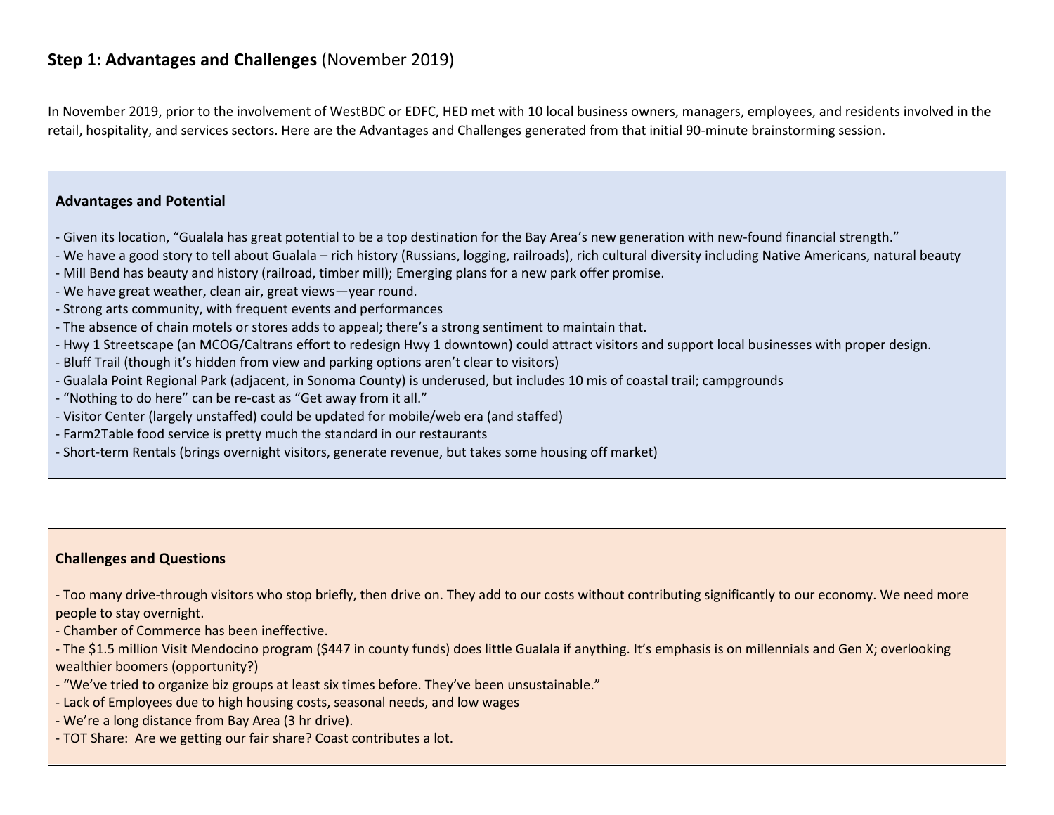## **Step 1: Advantages and Challenges** (November 2019)

In November 2019, prior to the involvement of WestBDC or EDFC, HED met with 10 local business owners, managers, employees, and residents involved in the retail, hospitality, and services sectors. Here are the Advantages and Challenges generated from that initial 90-minute brainstorming session.

**Advantages and Potential**

- Given its location, “Gualala has great potential to be a top destination for the Bay Area’s new generation with new-found financial strength.”
- We have a good story to tell about Gualala – rich history (Russians, logging, railroads), rich cultural diversity including Native Americans, natural beauty
- Mill Bend has beauty and history (railroad, timber mill); Emerging plans for a new park offer promise.
- We have great weather, clean air, great views—year round.
- Strong arts community, with frequent events and performances
- The absence of chain motels or stores adds to appeal; there’s a strong sentiment to maintain that.
- Hwy 1 Streetscape (an MCOG/Caltrans effort to redesign Hwy 1 downtown) could attract visitors and support local businesses with proper design.
- Bluff Trail (though it’s hidden from view and parking options aren’t clear to visitors)
- Gualala Point Regional Park (adjacent, in Sonoma County) is underused, but includes 10 mis of coastal trail; campgrounds
- “Nothing to do here” can be re-cast as “Get away from it all.”
- Visitor Center (largely unstaffed) could be updated for mobile/web era (and staffed)
- Farm2Table food service is pretty much the standard in our restaurants
- Short-term Rentals (brings overnight visitors, generate revenue, but takes some housing off market)

**Challenges and Questions**

- Too many drive-through visitors who stop briefly, then drive on. They add to our costs without contributing significantly to our economy. We need more people to stay overnight.
- Chamber of Commerce has been ineffective.
- The $1.5 million Visit Mendocino program ($447 in county funds) does little Gualala if anything. It’s emphasis is on millennials and Gen X; overlooking wealthier boomers (opportunity?)
- “We’ve tried to organize biz groups at least six times before. They’ve been unsustainable.”
- Lack of Employees due to high housing costs, seasonal needs, and low wages
- We’re a long distance from Bay Area (3 hr drive).
- TOT Share: Are we getting our fair share? Coast contributes a lot.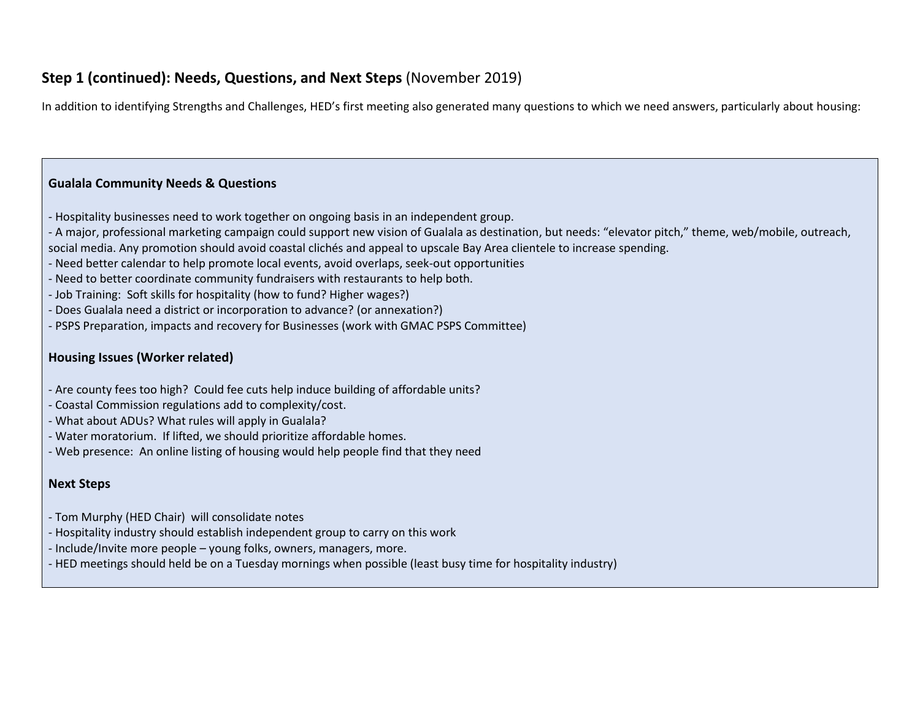## **Step 1 (continued): Needs, Questions, and Next Steps** (November 2019)

In addition to identifying Strengths and Challenges, HED's first meeting also generated many questions to which we need answers, particularly about housing:

### Gualala Community Needs & Questions

- Hospitality businesses need to work together on ongoing basis in an independent group.
- A major, professional marketing campaign could support new vision of Gualala as destination, but needs: "elevator pitch," theme, web/mobile, outreach, social media. Any promotion should avoid coastal clichés and appeal to upscale Bay Area clientele to increase spending.
- Need better calendar to help promote local events, avoid overlaps, seek-out opportunities
- Need to better coordinate community fundraisers with restaurants to help both.
- Job Training: Soft skills for hospitality (how to fund? Higher wages?)
- Does Gualala need a district or incorporation to advance? (or annexation?)
- PSPS Preparation, impacts and recovery for Businesses (work with GMAC PSPS Committee)

### Housing Issues (Worker related)

- Are county fees too high? Could fee cuts help induce building of affordable units?
- Coastal Commission regulations add to complexity/cost.
- What about ADUs? What rules will apply in Gualala?
- Water moratorium. If lifted, we should prioritize affordable homes.
- Web presence: An online listing of housing would help people find that they need

### Next Steps

- Tom Murphy (HED Chair) will consolidate notes
- Hospitality industry should establish independent group to carry on this work
- Include/Invite more people – young folks, owners, managers, more.
- HED meetings should held be on a Tuesday mornings when possible (least busy time for hospitality industry)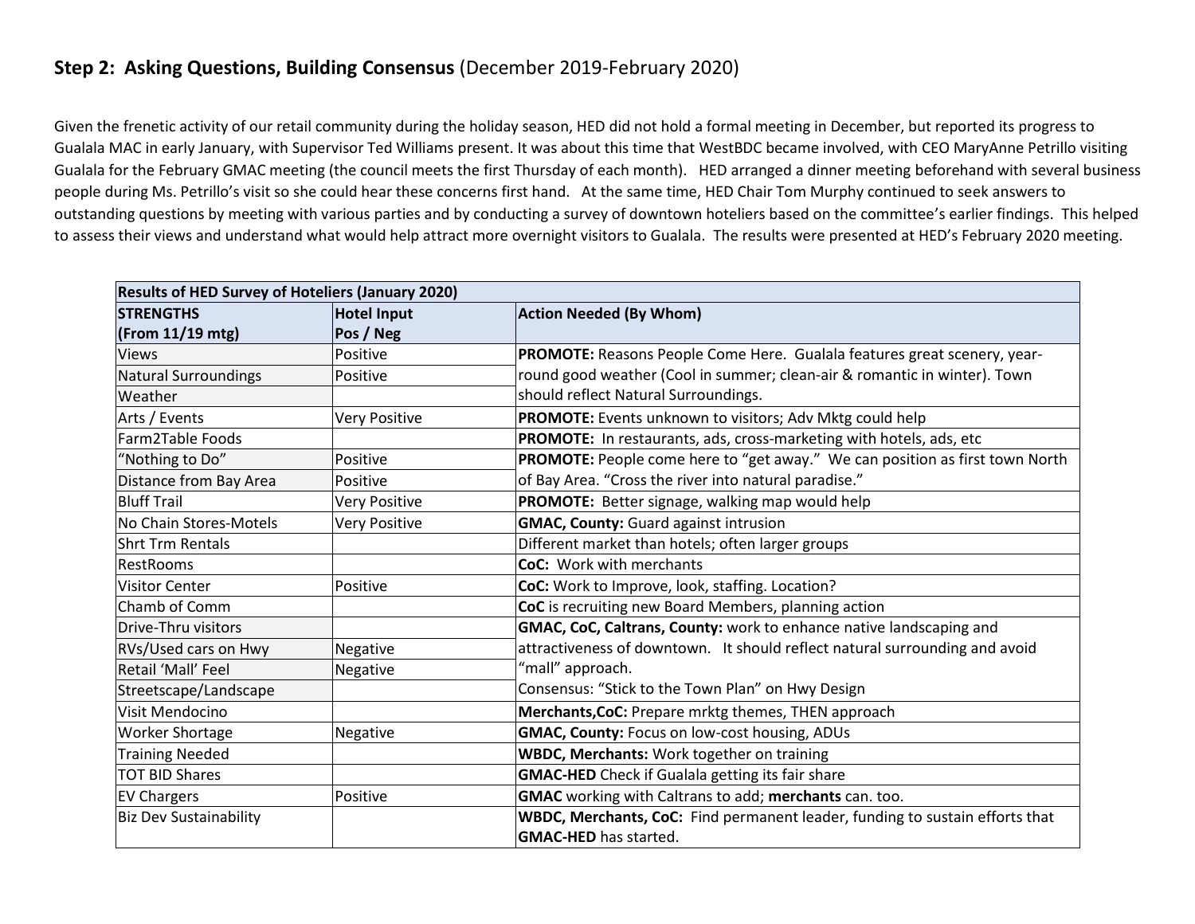## **Step 2: Asking Questions, Building Consensus** (December 2019-February 2020)

Given the frenetic activity of our retail community during the holiday season, HED did not hold a formal meeting in December, but reported its progress to Gualala MAC in early January, with Supervisor Ted Williams present. It was about this time that WestBDC became involved, with CEO MaryAnne Petrillo visiting Gualala for the February GMAC meeting (the council meets the first Thursday of each month). HED arranged a dinner meeting beforehand with several business people during Ms. Petrillo's visit so she could hear these concerns first hand. At the same time, HED Chair Tom Murphy continued to seek answers to outstanding questions by meeting with various parties and by conducting a survey of downtown hoteliers based on the committee's earlier findings. This helped to assess their views and understand what would help attract more overnight visitors to Gualala. The results were presented at HED's February 2020 meeting.

| **Results of HED Survey of Hoteliers (January 2020)** | | |
|---|---|---|
| **STRENGTHS (From 11/19 mtg)** | **Hotel Input Pos / Neg** | **Action Needed (By Whom)** |
| Views | Positive | **PROMOTE:** Reasons People Come Here. Gualala features great scenery, year-round good weather (Cool in summer; clean-air & romantic in winter). Town should reflect Natural Surroundings. |
| Natural Surroundings | Positive | |
| Weather | | |
| Arts / Events | Very Positive | **PROMOTE:** Events unknown to visitors; Adv Mktg could help |
| Farm2Table Foods | | **PROMOTE:** In restaurants, ads, cross-marketing with hotels, ads, etc |
| "Nothing to Do" | Positive | **PROMOTE:** People come here to "get away." We can position as first town North of Bay Area. "Cross the river into natural paradise." |
| Distance from Bay Area | Positive | |
| Bluff Trail | Very Positive | **PROMOTE:** Better signage, walking map would help |
| No Chain Stores-Motels | Very Positive | **GMAC, County:** Guard against intrusion |
| Shrt Trm Rentals | | Different market than hotels; often larger groups |
| RestRooms | | **CoC:** Work with merchants |
| Visitor Center | Positive | **CoC:** Work to Improve, look, staffing. Location? |
| Chamb of Comm | | **CoC** is recruiting new Board Members, planning action |
| Drive-Thru visitors | | **GMAC, CoC, Caltrans, County:** work to enhance native landscaping and attractiveness of downtown. It should reflect natural surrounding and avoid "mall" approach.<br>Consensus: "Stick to the Town Plan" on Hwy Design |
| RVs/Used cars on Hwy | Negative | |
| Retail 'Mall' Feel | Negative | |
| Streetscape/Landscape | | |
| Visit Mendocino | | **Merchants,CoC:** Prepare mrktg themes, THEN approach |
| Worker Shortage | Negative | **GMAC, County:** Focus on low-cost housing, ADUs |
| Training Needed | | **WBDC, Merchants:** Work together on training |
| TOT BID Shares | | **GMAC-HED** Check if Gualala getting its fair share |
| EV Chargers | Positive | **GMAC** working with Caltrans to add; **merchants** can. too. |
| Biz Dev Sustainability | | **WBDC, Merchants, CoC:** Find permanent leader, funding to sustain efforts that **GMAC-HED** has started. |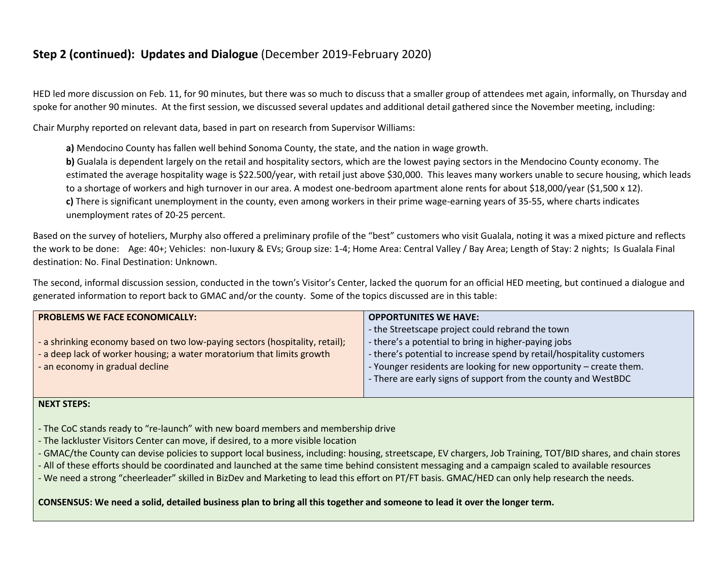## **Step 2 (continued): Updates and Dialogue** (December 2019-February 2020)

HED led more discussion on Feb. 11, for 90 minutes, but there was so much to discuss that a smaller group of attendees met again, informally, on Thursday and spoke for another 90 minutes. At the first session, we discussed several updates and additional detail gathered since the November meeting, including:

Chair Murphy reported on relevant data, based in part on research from Supervisor Williams:

> **a)** Mendocino County has fallen well behind Sonoma County, the state, and the nation in wage growth.
>
> **b)** Gualala is dependent largely on the retail and hospitality sectors, which are the lowest paying sectors in the Mendocino County economy. The estimated the average hospitality wage is $22.500/year, with retail just above $30,000. This leaves many workers unable to secure housing, which leads to a shortage of workers and high turnover in our area. A modest one-bedroom apartment alone rents for about $18,000/year ($1,500 x 12).
>
> **c)** There is significant unemployment in the county, even among workers in their prime wage-earning years of 35-55, where charts indicates unemployment rates of 20-25 percent.

Based on the survey of hoteliers, Murphy also offered a preliminary profile of the "best" customers who visit Gualala, noting it was a mixed picture and reflects the work to be done: Age: 40+; Vehicles: non-luxury & EVs; Group size: 1-4; Home Area: Central Valley / Bay Area; Length of Stay: 2 nights; Is Gualala Final destination: No. Final Destination: Unknown.

The second, informal discussion session, conducted in the town's Visitor's Center, lacked the quorum for an official HED meeting, but continued a dialogue and generated information to report back to GMAC and/or the county. Some of the topics discussed are in this table:

| **PROBLEMS WE FACE ECONOMICALLY:** | **OPPORTUNITES WE HAVE:** |
|---|---|
| - a shrinking economy based on two low-paying sectors (hospitality, retail);<br>- a deep lack of worker housing; a water moratorium that limits growth<br>- an economy in gradual decline | - the Streetscape project could rebrand the town<br>- there's a potential to bring in higher-paying jobs<br>- there's potential to increase spend by retail/hospitality customers<br>- Younger residents are looking for new opportunity – create them.<br>- There are early signs of support from the county and WestBDC |
| **NEXT STEPS:**<br><br>- The CoC stands ready to "re-launch" with new board members and membership drive<br>- The lackluster Visitors Center can move, if desired, to a more visible location<br>- GMAC/the County can devise policies to support local business, including: housing, streetscape, EV chargers, Job Training, TOT/BID shares, and chain stores<br>- All of these efforts should be coordinated and launched at the same time behind consistent messaging and a campaign scaled to available resources<br>- We need a strong "cheerleader" skilled in BizDev and Marketing to lead this effort on PT/FT basis. GMAC/HED can only help research the needs.<br><br>**CONSENSUS: We need a solid, detailed business plan to bring all this together and someone to lead it over the longer term.** | |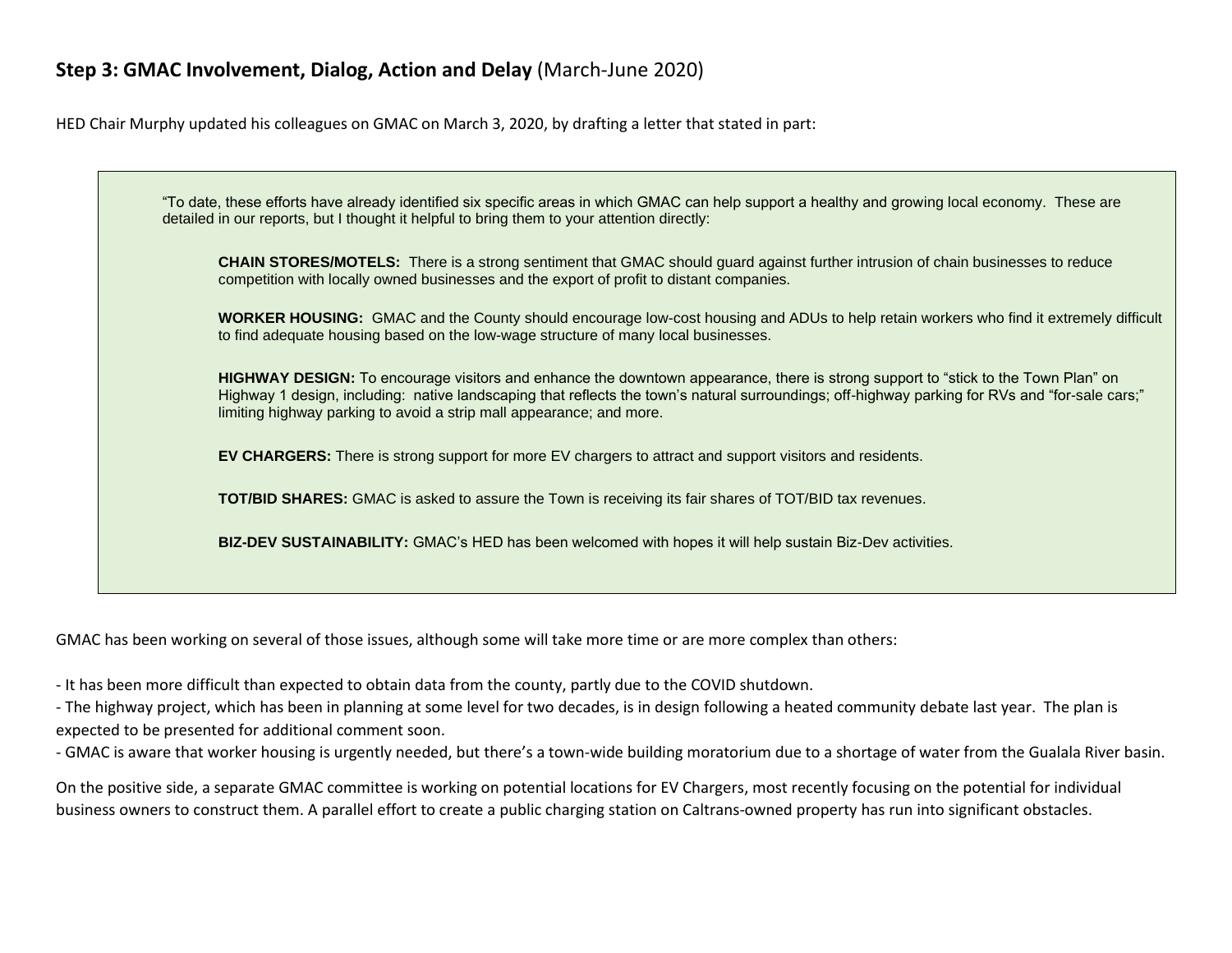## **Step 3: GMAC Involvement, Dialog, Action and Delay** (March-June 2020)

HED Chair Murphy updated his colleagues on GMAC on March 3, 2020, by drafting a letter that stated in part:

> "To date, these efforts have already identified six specific areas in which GMAC can help support a healthy and growing local economy. These are detailed in our reports, but I thought it helpful to bring them to your attention directly:
>
> **CHAIN STORES/MOTELS:** There is a strong sentiment that GMAC should guard against further intrusion of chain businesses to reduce competition with locally owned businesses and the export of profit to distant companies.
>
> **WORKER HOUSING:** GMAC and the County should encourage low-cost housing and ADUs to help retain workers who find it extremely difficult to find adequate housing based on the low-wage structure of many local businesses.
>
> **HIGHWAY DESIGN:** To encourage visitors and enhance the downtown appearance, there is strong support to "stick to the Town Plan" on Highway 1 design, including: native landscaping that reflects the town's natural surroundings; off-highway parking for RVs and "for-sale cars;" limiting highway parking to avoid a strip mall appearance; and more.
>
> **EV CHARGERS:** There is strong support for more EV chargers to attract and support visitors and residents.
>
> **TOT/BID SHARES:** GMAC is asked to assure the Town is receiving its fair shares of TOT/BID tax revenues.
>
> **BIZ-DEV SUSTAINABILITY:** GMAC's HED has been welcomed with hopes it will help sustain Biz-Dev activities.

GMAC has been working on several of those issues, although some will take more time or are more complex than others:

- It has been more difficult than expected to obtain data from the county, partly due to the COVID shutdown.
- The highway project, which has been in planning at some level for two decades, is in design following a heated community debate last year. The plan is expected to be presented for additional comment soon.
- GMAC is aware that worker housing is urgently needed, but there's a town-wide building moratorium due to a shortage of water from the Gualala River basin.

On the positive side, a separate GMAC committee is working on potential locations for EV Chargers, most recently focusing on the potential for individual business owners to construct them. A parallel effort to create a public charging station on Caltrans-owned property has run into significant obstacles.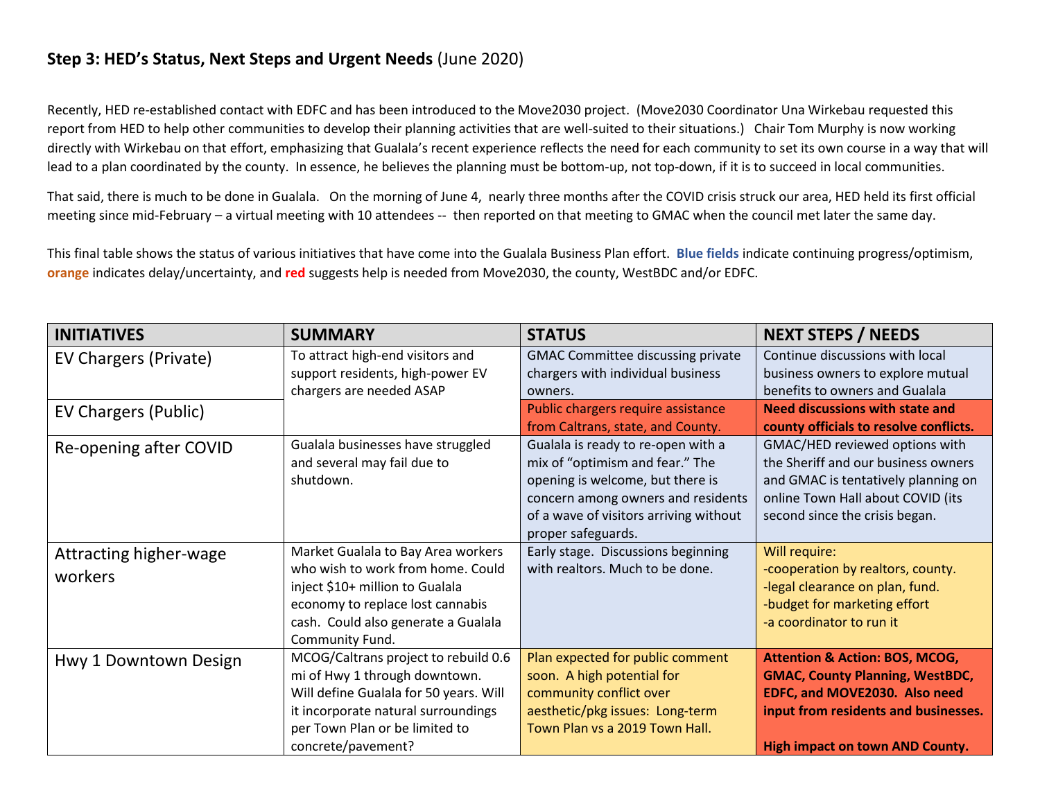## **Step 3: HED's Status, Next Steps and Urgent Needs** (June 2020)

Recently, HED re-established contact with EDFC and has been introduced to the Move2030 project. (Move2030 Coordinator Una Wirkebau requested this report from HED to help other communities to develop their planning activities that are well-suited to their situations.) Chair Tom Murphy is now working directly with Wirkebau on that effort, emphasizing that Gualala's recent experience reflects the need for each community to set its own course in a way that will lead to a plan coordinated by the county. In essence, he believes the planning must be bottom-up, not top-down, if it is to succeed in local communities.

That said, there is much to be done in Gualala. On the morning of June 4, nearly three months after the COVID crisis struck our area, HED held its first official meeting since mid-February – a virtual meeting with 10 attendees -- then reported on that meeting to GMAC when the council met later the same day.

This final table shows the status of various initiatives that have come into the Gualala Business Plan effort. **Blue fields** indicate continuing progress/optimism, **orange** indicates delay/uncertainty, and **red** suggests help is needed from Move2030, the county, WestBDC and/or EDFC.

| INITIATIVES | SUMMARY | STATUS | NEXT STEPS / NEEDS |
|---|---|---|---|
| EV Chargers (Private) | To attract high-end visitors and support residents, high-power EV chargers are needed ASAP | GMAC Committee discussing private chargers with individual business owners. | Continue discussions with local business owners to explore mutual benefits to owners and Gualala |
| EV Chargers (Public) | | Public chargers require assistance from Caltrans, state, and County. | **Need discussions with state and county officials to resolve conflicts.** |
| Re-opening after COVID | Gualala businesses have struggled and several may fail due to shutdown. | Gualala is ready to re-open with a mix of "optimism and fear." The opening is welcome, but there is concern among owners and residents of a wave of visitors arriving without proper safeguards. | GMAC/HED reviewed options with the Sheriff and our business owners and GMAC is tentatively planning on online Town Hall about COVID (its second since the crisis began. |
| Attracting higher-wage workers | Market Gualala to Bay Area workers who wish to work from home. Could inject $10+ million to Gualala economy to replace lost cannabis cash. Could also generate a Gualala Community Fund. | Early stage. Discussions beginning with realtors. Much to be done. | Will require:<br>-cooperation by realtors, county.<br>-legal clearance on plan, fund.<br>-budget for marketing effort<br>-a coordinator to run it |
| Hwy 1 Downtown Design | MCOG/Caltrans project to rebuild 0.6 mi of Hwy 1 through downtown. Will define Gualala for 50 years. Will it incorporate natural surroundings per Town Plan or be limited to concrete/pavement? | Plan expected for public comment soon. A high potential for community conflict over aesthetic/pkg issues: Long-term Town Plan vs a 2019 Town Hall. | **Attention & Action: BOS, MCOG, GMAC, County Planning, WestBDC, EDFC, and MOVE2030. Also need input from residents and businesses.**<br><br>**High impact on town AND County.** |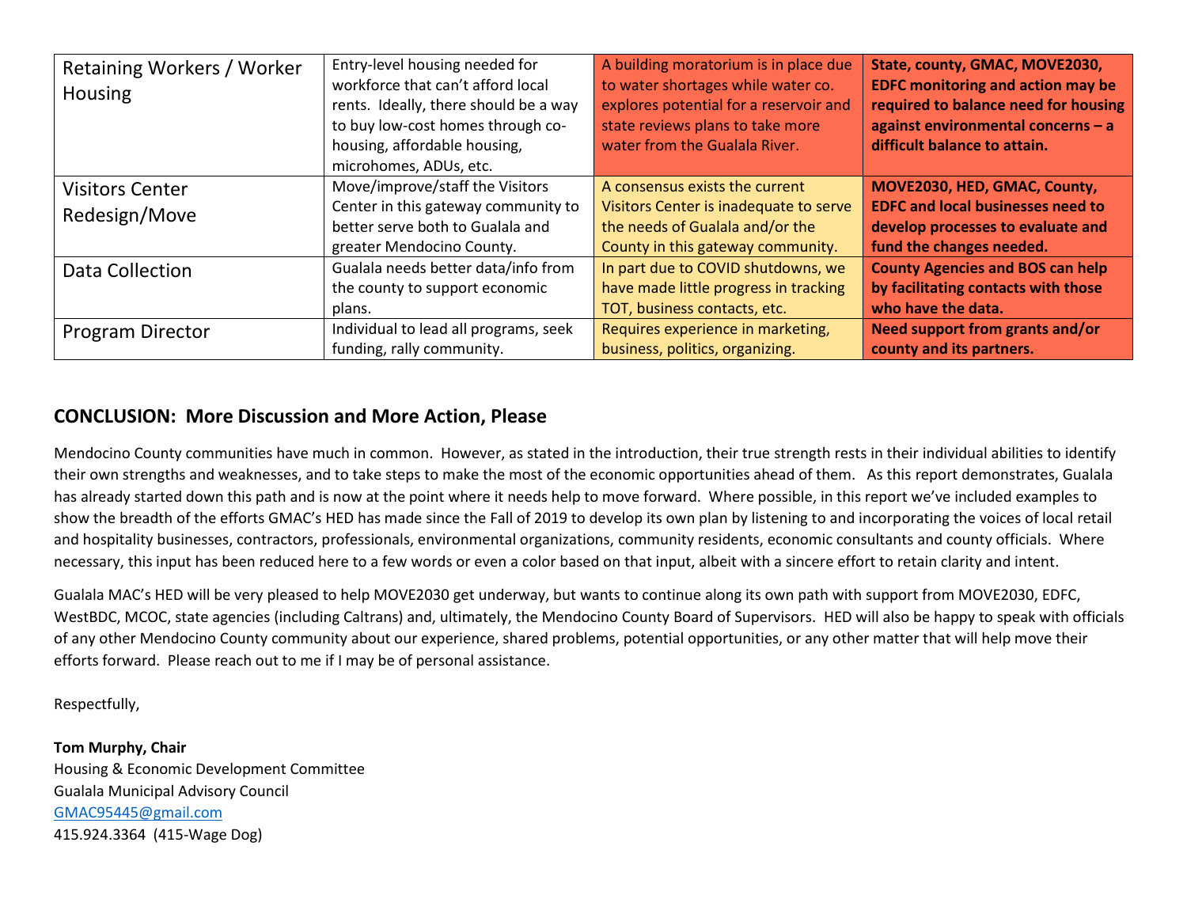| | | | |
|---|---|---|---|
| Retaining Workers / Worker Housing | Entry-level housing needed for workforce that can't afford local rents. Ideally, there should be a way to buy low-cost homes through co-housing, affordable housing, microhomes, ADUs, etc. | A building moratorium is in place due to water shortages while water co. explores potential for a reservoir and state reviews plans to take more water from the Gualala River. | **State, county, GMAC, MOVE2030, EDFC monitoring and action may be required to balance need for housing against environmental concerns – a difficult balance to attain.** |
| Visitors Center Redesign/Move | Move/improve/staff the Visitors Center in this gateway community to better serve both to Gualala and greater Mendocino County. | A consensus exists the current Visitors Center is inadequate to serve the needs of Gualala and/or the County in this gateway community. | **MOVE2030, HED, GMAC, County, EDFC and local businesses need to develop processes to evaluate and fund the changes needed.** |
| Data Collection | Gualala needs better data/info from the county to support economic plans. | In part due to COVID shutdowns, we have made little progress in tracking TOT, business contacts, etc. | **County Agencies and BOS can help by facilitating contacts with those who have the data.** |
| Program Director | Individual to lead all programs, seek funding, rally community. | Requires experience in marketing, business, politics, organizing. | **Need support from grants and/or county and its partners.** |

## CONCLUSION: More Discussion and More Action, Please

Mendocino County communities have much in common. However, as stated in the introduction, their true strength rests in their individual abilities to identify their own strengths and weaknesses, and to take steps to make the most of the economic opportunities ahead of them. As this report demonstrates, Gualala has already started down this path and is now at the point where it needs help to move forward. Where possible, in this report we've included examples to show the breadth of the efforts GMAC's HED has made since the Fall of 2019 to develop its own plan by listening to and incorporating the voices of local retail and hospitality businesses, contractors, professionals, environmental organizations, community residents, economic consultants and county officials. Where necessary, this input has been reduced here to a few words or even a color based on that input, albeit with a sincere effort to retain clarity and intent.

Gualala MAC's HED will be very pleased to help MOVE2030 get underway, but wants to continue along its own path with support from MOVE2030, EDFC, WestBDC, MCOC, state agencies (including Caltrans) and, ultimately, the Mendocino County Board of Supervisors. HED will also be happy to speak with officials of any other Mendocino County community about our experience, shared problems, potential opportunities, or any other matter that will help move their efforts forward. Please reach out to me if I may be of personal assistance.

Respectfully,

**Tom Murphy, Chair**
Housing & Economic Development Committee
Gualala Municipal Advisory Council
GMAC95445@gmail.com
415.924.3364 (415-Wage Dog)